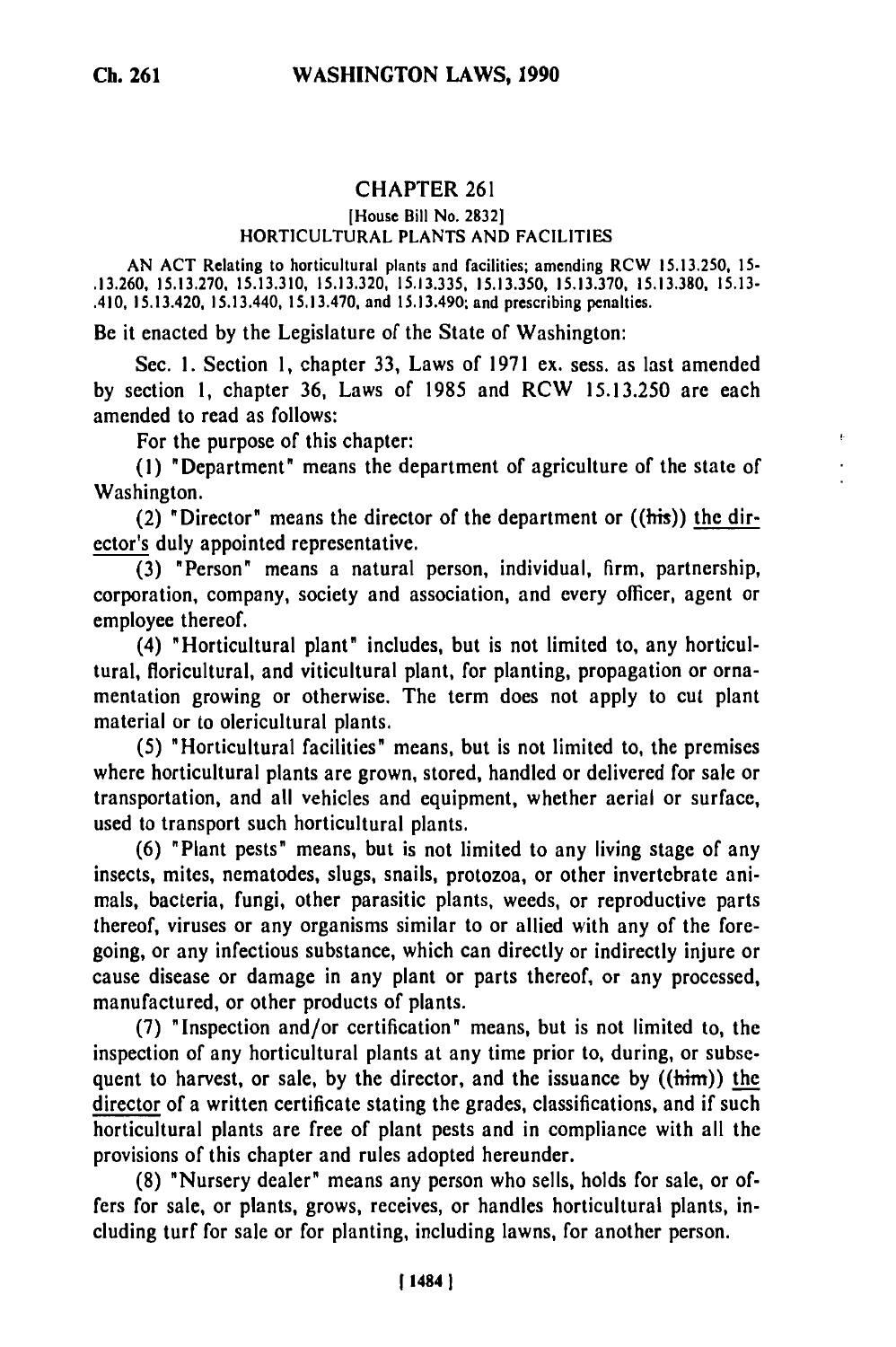# CHAPTER 261

[House Bill No. 2832]

HORTICULTURAL PLANTS AND FACILITIES

AN ACT Relating to horticultural plants and facilities; amending RCW 15.13.250, 15.13.260, 15.13.270, 15.13.310, 15.13.320, 15.13.335, 15.13.350, 15.13.370, 15.13.380, 15.13.410, 15.13.420, 15.13.440, 15.13.470, and 15.13.490; and prescribing penalties.

Be it enacted by the Legislature of the State of Washington:

Sec. 1. Section 1, chapter 33, Laws of 1971 ex. sess. as last amended by section 1, chapter 36, Laws of 1985 and RCW 15.13.250 are each amended to read as follows:

For the purpose of this chapter:

(1) "Department" means the department of agriculture of the state of Washington.

(2) "Director" means the director of the department or ((his)) the director's duly appointed representative.

(3) "Person" means a natural person, individual, firm, partnership, corporation, company, society and association, and every officer, agent or employee thereof.

(4) "Horticultural plant" includes, but is not limited to, any horticultural, floricultural, and viticultural plant, for planting, propagation or ornamentation growing or otherwise. The term does not apply to cut plant material or to olericultural plants.

(5) "Horticultural facilities" means, but is not limited to, the premises where horticultural plants are grown, stored, handled or delivered for sale or transportation, and all vehicles and equipment, whether aerial or surface, used to transport such horticultural plants.

(6) "Plant pests" means, but is not limited to any living stage of any insects, mites, nematodes, slugs, snails, protozoa, or other invertebrate animals, bacteria, fungi, other parasitic plants, weeds, or reproductive parts thereof, viruses or any organisms similar to or allied with any of the foregoing, or any infectious substance, which can directly or indirectly injure or cause disease or damage in any plant or parts thereof, or any processed, manufactured, or other products of plants.

(7) "Inspection and/or certification" means, but is not limited to, the inspection of any horticultural plants at any time prior to, during, or subsequent to harvest, or sale, by the director, and the issuance by ((him)) the director of a written certificate stating the grades, classifications, and if such horticultural plants are free of plant pests and in compliance with all the provisions of this chapter and rules adopted hereunder.

(8) "Nursery dealer" means any person who sells, holds for sale, or offers for sale, or plants, grows, receives, or handles horticultural plants, including turf for sale or for planting, including lawns, for another person.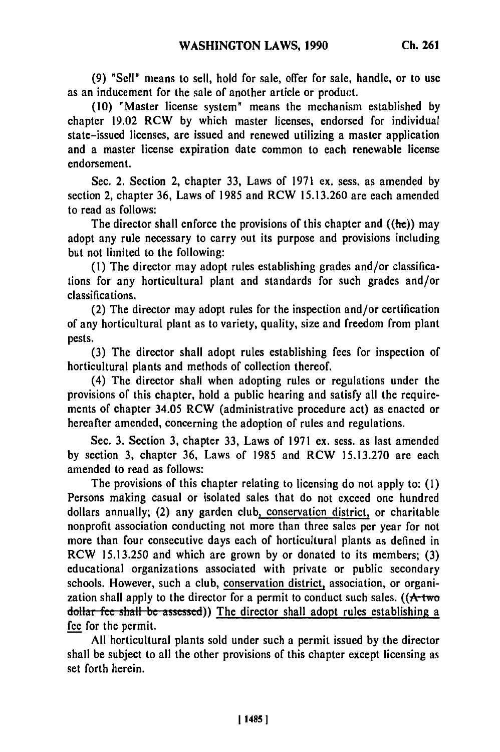(9) "Sell" means to sell, hold for sale, offer for sale, handle, or to use as an inducement for the sale of another article or product.

(10) "Master license system" means the mechanism established by chapter 19.02 RCW by which master licenses, endorsed for individual state-issued licenses, are issued and renewed utilizing a master application and a master license expiration date common to each renewable license endorsement.

Sec. 2. Section 2, chapter 33, Laws of 1971 ex. sess. as amended by section 2, chapter 36, Laws of 1985 and RCW 15.13.260 are each amended to read as follows:

The director shall enforce the provisions of this chapter and ((~~he~~)) may adopt any rule necessary to carry out its purpose and provisions including but not limited to the following:

(1) The director may adopt rules establishing grades and/or classifications for any horticultural plant and standards for such grades and/or classifications.

(2) The director may adopt rules for the inspection and/or certification of any horticultural plant as to variety, quality, size and freedom from plant pests.

(3) The director shall adopt rules establishing fees for inspection of horticultural plants and methods of collection thereof.

(4) The director shall when adopting rules or regulations under the provisions of this chapter, hold a public hearing and satisfy all the requirements of chapter 34.05 RCW (administrative procedure act) as enacted or hereafter amended, concerning the adoption of rules and regulations.

Sec. 3. Section 3, chapter 33, Laws of 1971 ex. sess. as last amended by section 3, chapter 36, Laws of 1985 and RCW 15.13.270 are each amended to read as follows:

The provisions of this chapter relating to licensing do not apply to: (1) Persons making casual or isolated sales that do not exceed one hundred dollars annually; (2) any garden club, conservation district, or charitable nonprofit association conducting not more than three sales per year for not more than four consecutive days each of horticultural plants as defined in RCW 15.13.250 and which are grown by or donated to its members; (3) educational organizations associated with private or public secondary schools. However, such a club, conservation district, association, or organization shall apply to the director for a permit to conduct such sales. ((~~A two dollar fee shall be assessed~~)) The director shall adopt rules establishing a fee for the permit.

All horticultural plants sold under such a permit issued by the director shall be subject to all the other provisions of this chapter except licensing as set forth herein.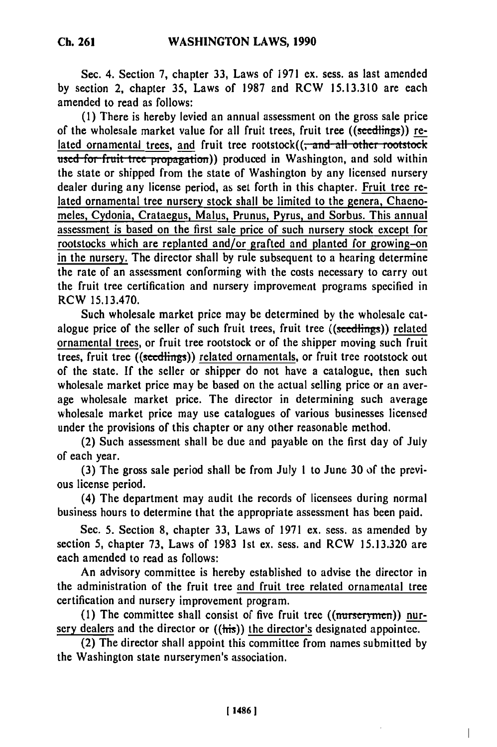Sec. 4. Section 7, chapter 33, Laws of 1971 ex. sess. as last amended by section 2, chapter 35, Laws of 1987 and RCW 15.13.310 are each amended to read as follows:

(1) There is hereby levied an annual assessment on the gross sale price of the wholesale market value for all fruit trees, fruit tree ((~~seedlings~~)) related ornamental trees, and fruit tree rootstock((~~, and all other rootstock used for fruit tree propagation~~)) produced in Washington, and sold within the state or shipped from the state of Washington by any licensed nursery dealer during any license period, as set forth in this chapter. Fruit tree related ornamental tree nursery stock shall be limited to the genera, Chaenomeles, Cydonia, Crataegus, Malus, Prunus, Pyrus, and Sorbus. This annual assessment is based on the first sale price of such nursery stock except for rootstocks which are replanted and/or grafted and planted for growing–on in the nursery. The director shall by rule subsequent to a hearing determine the rate of an assessment conforming with the costs necessary to carry out the fruit tree certification and nursery improvement programs specified in RCW 15.13.470.

Such wholesale market price may be determined by the wholesale catalogue price of the seller of such fruit trees, fruit tree ((~~seedlings~~)) related ornamental trees, or fruit tree rootstock or of the shipper moving such fruit trees, fruit tree ((~~seedlings~~)) related ornamentals, or fruit tree rootstock out of the state. If the seller or shipper do not have a catalogue, then such wholesale market price may be based on the actual selling price or an average wholesale market price. The director in determining such average wholesale market price may use catalogues of various businesses licensed under the provisions of this chapter or any other reasonable method.

(2) Such assessment shall be due and payable on the first day of July of each year.

(3) The gross sale period shall be from July 1 to June 30 of the previous license period.

(4) The department may audit the records of licensees during normal business hours to determine that the appropriate assessment has been paid.

Sec. 5. Section 8, chapter 33, Laws of 1971 ex. sess. as amended by section 5, chapter 73, Laws of 1983 1st ex. sess. and RCW 15.13.320 are each amended to read as follows:

An advisory committee is hereby established to advise the director in the administration of the fruit tree and fruit tree related ornamental tree certification and nursery improvement program.

(1) The committee shall consist of five fruit tree ((~~nurserymen~~)) nursery dealers and the director or ((~~his~~)) the director's designated appointee.

(2) The director shall appoint this committee from names submitted by the Washington state nurserymen's association.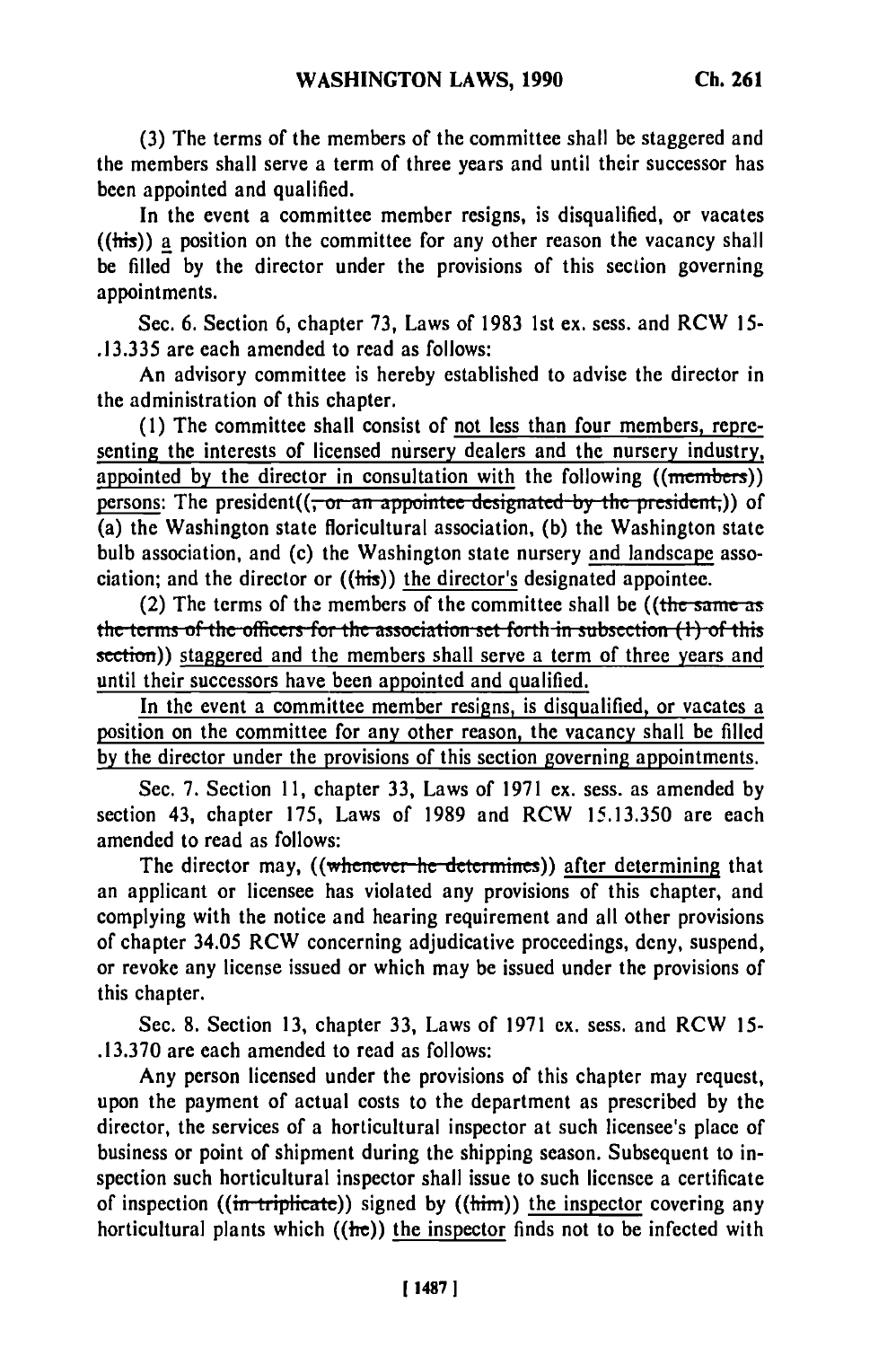(3) The terms of the members of the committee shall be staggered and the members shall serve a term of three years and until their successor has been appointed and qualified.

In the event a committee member resigns, is disqualified, or vacates ((his)) a position on the committee for any other reason the vacancy shall be filled by the director under the provisions of this section governing appointments.

Sec. 6. Section 6, chapter 73, Laws of 1983 1st ex. sess. and RCW 15-.13.335 are each amended to read as follows:

An advisory committee is hereby established to advise the director in the administration of this chapter.

(1) The committee shall consist of not less than four members, representing the interests of licensed nursery dealers and the nursery industry, appointed by the director in consultation with the following ((members)) persons: The president((, or an appointee designated by the president,)) of (a) the Washington state floricultural association, (b) the Washington state bulb association, and (c) the Washington state nursery and landscape association; and the director or ((his)) the director's designated appointee.

(2) The terms of the members of the committee shall be ((the same as the terms of the officers for the association set forth in subsection (1) of this section)) staggered and the members shall serve a term of three years and until their successors have been appointed and qualified.

In the event a committee member resigns, is disqualified, or vacates a position on the committee for any other reason, the vacancy shall be filled by the director under the provisions of this section governing appointments.

Sec. 7. Section 11, chapter 33, Laws of 1971 ex. sess. as amended by section 43, chapter 175, Laws of 1989 and RCW 15.13.350 are each amended to read as follows:

The director may, ((whenever he determines)) after determining that an applicant or licensee has violated any provisions of this chapter, and complying with the notice and hearing requirement and all other provisions of chapter 34.05 RCW concerning adjudicative proceedings, deny, suspend, or revoke any license issued or which may be issued under the provisions of this chapter.

Sec. 8. Section 13, chapter 33, Laws of 1971 ex. sess. and RCW 15-.13.370 are each amended to read as follows:

Any person licensed under the provisions of this chapter may request, upon the payment of actual costs to the department as prescribed by the director, the services of a horticultural inspector at such licensee's place of business or point of shipment during the shipping season. Subsequent to inspection such horticultural inspector shall issue to such licensee a certificate of inspection ((in triplicate)) signed by ((him)) the inspector covering any horticultural plants which ((he)) the inspector finds not to be infected with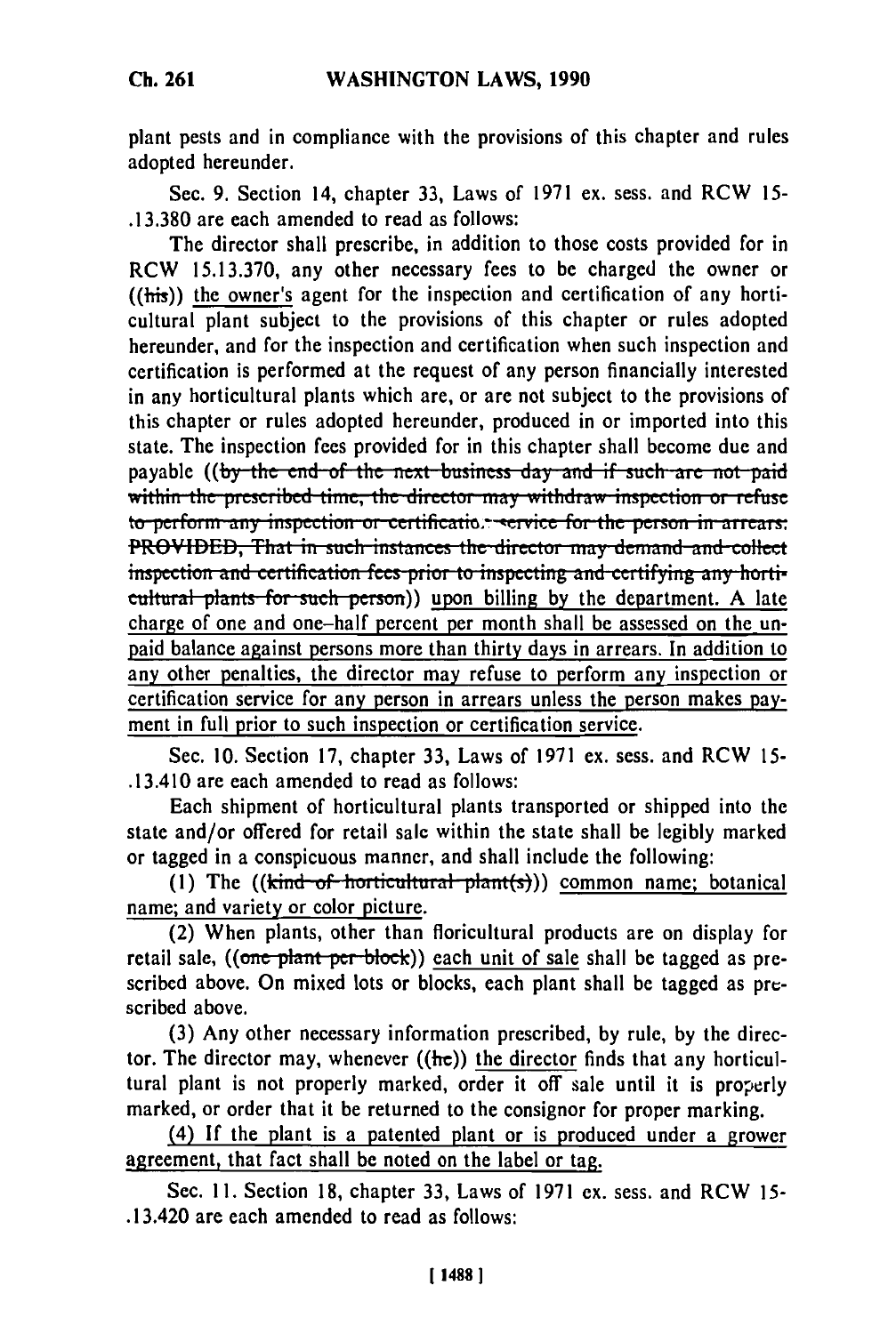plant pests and in compliance with the provisions of this chapter and rules adopted hereunder.

Sec. 9. Section 14, chapter 33, Laws of 1971 ex. sess. and RCW 15-.13.380 are each amended to read as follows:

The director shall prescribe, in addition to those costs provided for in RCW 15.13.370, any other necessary fees to be charged the owner or ((~~his~~)) the owner's agent for the inspection and certification of any horticultural plant subject to the provisions of this chapter or rules adopted hereunder, and for the inspection and certification when such inspection and certification is performed at the request of any person financially interested in any horticultural plants which are, or are not subject to the provisions of this chapter or rules adopted hereunder, produced in or imported into this state. The inspection fees provided for in this chapter shall become due and payable ((~~by the end of the next business day and if such are not paid within the prescribed time, the director may withdraw inspection or refuse to perform any inspection or certification service for the person in arrears: PROVIDED, That in such instances the director may demand and collect inspection and certification fees prior to inspecting and certifying any horticultural plants for such person~~)) upon billing by the department. A late charge of one and one-half percent per month shall be assessed on the unpaid balance against persons more than thirty days in arrears. In addition to any other penalties, the director may refuse to perform any inspection or certification service for any person in arrears unless the person makes payment in full prior to such inspection or certification service.

Sec. 10. Section 17, chapter 33, Laws of 1971 ex. sess. and RCW 15-.13.410 are each amended to read as follows:

Each shipment of horticultural plants transported or shipped into the state and/or offered for retail sale within the state shall be legibly marked or tagged in a conspicuous manner, and shall include the following:

(1) The ((~~kind of horticultural plant(s)~~)) common name; botanical name; and variety or color picture.

(2) When plants, other than floricultural products are on display for retail sale, ((~~one plant per block~~)) each unit of sale shall be tagged as prescribed above. On mixed lots or blocks, each plant shall be tagged as prescribed above.

(3) Any other necessary information prescribed, by rule, by the director. The director may, whenever ((~~he~~)) the director finds that any horticultural plant is not properly marked, order it off sale until it is properly marked, or order that it be returned to the consignor for proper marking.

(4) If the plant is a patented plant or is produced under a grower agreement, that fact shall be noted on the label or tag.

Sec. 11. Section 18, chapter 33, Laws of 1971 ex. sess. and RCW 15-.13.420 are each amended to read as follows: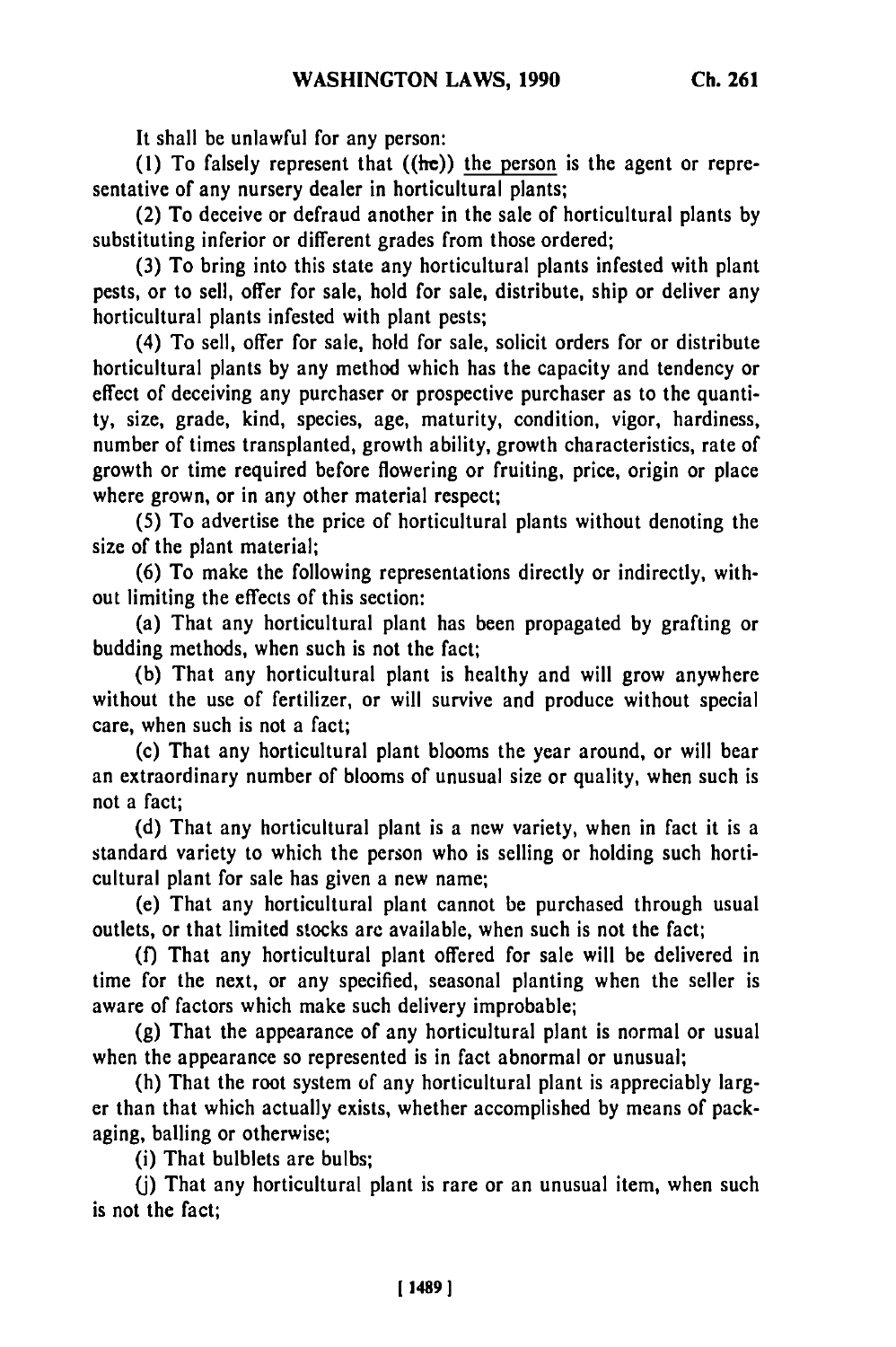It shall be unlawful for any person:

(1) To falsely represent that ((he)) the person is the agent or representative of any nursery dealer in horticultural plants;

(2) To deceive or defraud another in the sale of horticultural plants by substituting inferior or different grades from those ordered;

(3) To bring into this state any horticultural plants infested with plant pests, or to sell, offer for sale, hold for sale, distribute, ship or deliver any horticultural plants infested with plant pests;

(4) To sell, offer for sale, hold for sale, solicit orders for or distribute horticultural plants by any method which has the capacity and tendency or effect of deceiving any purchaser or prospective purchaser as to the quantity, size, grade, kind, species, age, maturity, condition, vigor, hardiness, number of times transplanted, growth ability, growth characteristics, rate of growth or time required before flowering or fruiting, price, origin or place where grown, or in any other material respect;

(5) To advertise the price of horticultural plants without denoting the size of the plant material;

(6) To make the following representations directly or indirectly, without limiting the effects of this section:

(a) That any horticultural plant has been propagated by grafting or budding methods, when such is not the fact;

(b) That any horticultural plant is healthy and will grow anywhere without the use of fertilizer, or will survive and produce without special care, when such is not a fact;

(c) That any horticultural plant blooms the year around, or will bear an extraordinary number of blooms of unusual size or quality, when such is not a fact;

(d) That any horticultural plant is a new variety, when in fact it is a standard variety to which the person who is selling or holding such horticultural plant for sale has given a new name;

(e) That any horticultural plant cannot be purchased through usual outlets, or that limited stocks are available, when such is not the fact;

(f) That any horticultural plant offered for sale will be delivered in time for the next, or any specified, seasonal planting when the seller is aware of factors which make such delivery improbable;

(g) That the appearance of any horticultural plant is normal or usual when the appearance so represented is in fact abnormal or unusual;

(h) That the root system of any horticultural plant is appreciably larger than that which actually exists, whether accomplished by means of packaging, balling or otherwise;

(i) That bulblets are bulbs;

(j) That any horticultural plant is rare or an unusual item, when such is not the fact;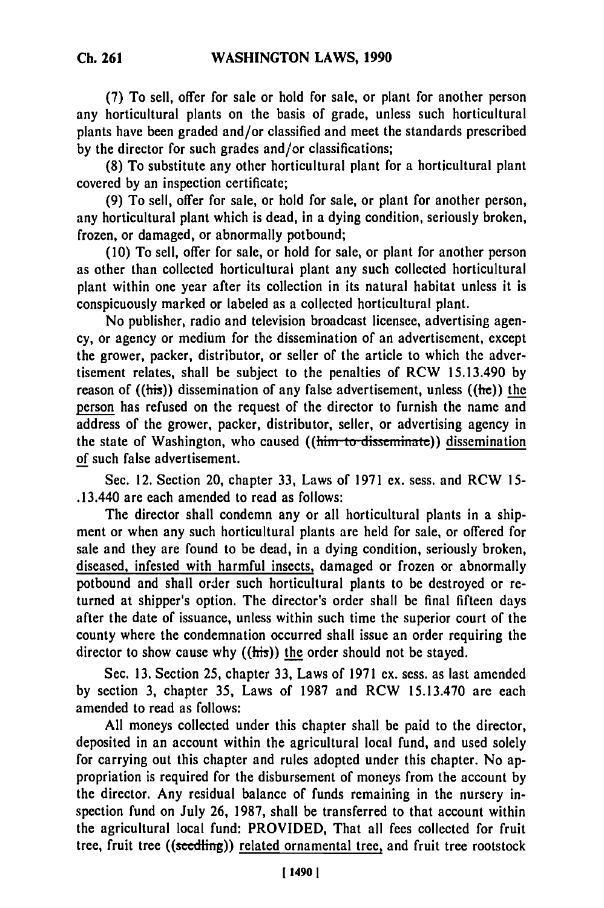(7) To sell, offer for sale or hold for sale, or plant for another person any horticultural plants on the basis of grade, unless such horticultural plants have been graded and/or classified and meet the standards prescribed by the director for such grades and/or classifications;

(8) To substitute any other horticultural plant for a horticultural plant covered by an inspection certificate;

(9) To sell, offer for sale, or hold for sale, or plant for another person, any horticultural plant which is dead, in a dying condition, seriously broken, frozen, or damaged, or abnormally potbound;

(10) To sell, offer for sale, or hold for sale, or plant for another person as other than collected horticultural plant any such collected horticultural plant within one year after its collection in its natural habitat unless it is conspicuously marked or labeled as a collected horticultural plant.

No publisher, radio and television broadcast licensee, advertising agency, or agency or medium for the dissemination of an advertisement, except the grower, packer, distributor, or seller of the article to which the advertisement relates, shall be subject to the penalties of RCW 15.13.490 by reason of ((his)) dissemination of any false advertisement, unless ((he)) the person has refused on the request of the director to furnish the name and address of the grower, packer, distributor, seller, or advertising agency in the state of Washington, who caused ((him to disseminate)) dissemination of such false advertisement.

Sec. 12. Section 20, chapter 33, Laws of 1971 ex. sess. and RCW 15-.13.440 are each amended to read as follows:

The director shall condemn any or all horticultural plants in a shipment or when any such horticultural plants are held for sale, or offered for sale and they are found to be dead, in a dying condition, seriously broken, diseased, infested with harmful insects, damaged or frozen or abnormally potbound and shall order such horticultural plants to be destroyed or returned at shipper's option. The director's order shall be final fifteen days after the date of issuance, unless within such time the superior court of the county where the condemnation occurred shall issue an order requiring the director to show cause why ((his)) the order should not be stayed.

Sec. 13. Section 25, chapter 33, Laws of 1971 ex. sess. as last amended by section 3, chapter 35, Laws of 1987 and RCW 15.13.470 are each amended to read as follows:

All moneys collected under this chapter shall be paid to the director, deposited in an account within the agricultural local fund, and used solely for carrying out this chapter and rules adopted under this chapter. No appropriation is required for the disbursement of moneys from the account by the director. Any residual balance of funds remaining in the nursery inspection fund on July 26, 1987, shall be transferred to that account within the agricultural local fund: PROVIDED, That all fees collected for fruit tree, fruit tree ((seedling)) related ornamental tree, and fruit tree rootstock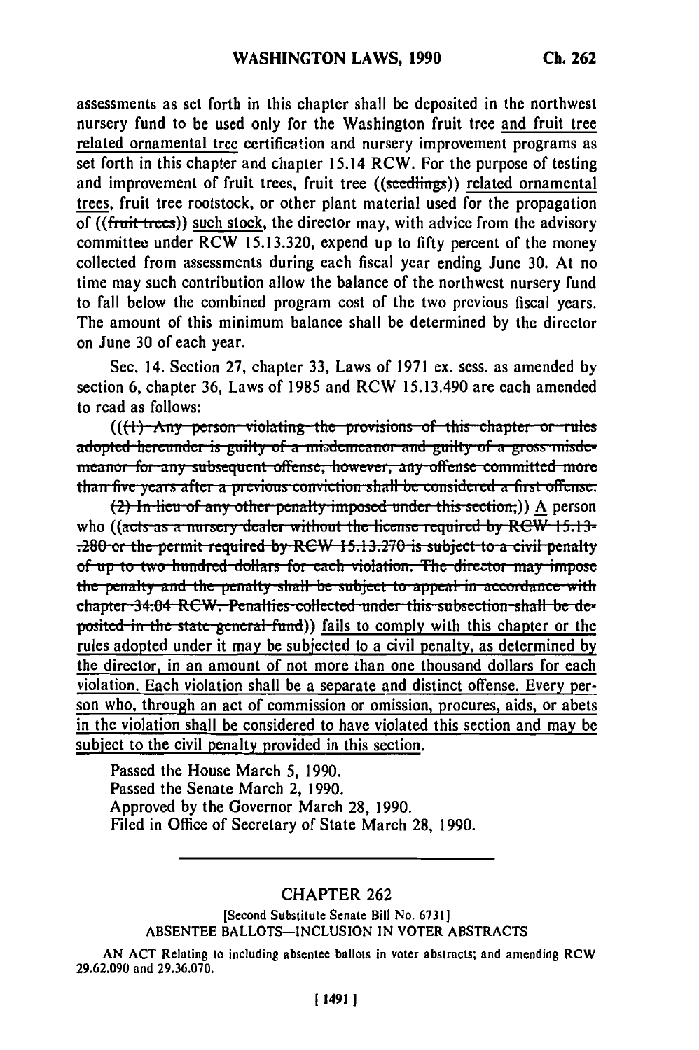assessments as set forth in this chapter shall be deposited in the northwest nursery fund to be used only for the Washington fruit tree and fruit tree related ornamental tree certification and nursery improvement programs as set forth in this chapter and chapter 15.14 RCW. For the purpose of testing and improvement of fruit trees, fruit tree ((~~seedlings~~)) related ornamental trees, fruit tree rootstock, or other plant material used for the propagation of ((~~fruit trees~~)) such stock, the director may, with advice from the advisory committee under RCW 15.13.320, expend up to fifty percent of the money collected from assessments during each fiscal year ending June 30. At no time may such contribution allow the balance of the northwest nursery fund to fall below the combined program cost of the two previous fiscal years. The amount of this minimum balance shall be determined by the director on June 30 of each year.

Sec. 14. Section 27, chapter 33, Laws of 1971 ex. sess. as amended by section 6, chapter 36, Laws of 1985 and RCW 15.13.490 are each amended to read as follows:

((~~(1) Any person violating the provisions of this chapter or rules adopted hereunder is guilty of a misdemeanor and guilty of a gross misdemeanor for any subsequent offense, however, any offense committed more than five years after a previous conviction shall be considered a first offense.~~

~~(2) In lieu of any other penalty imposed under this section,~~)) A person who ((~~acts as a nursery dealer without the license required by RCW 15.13.280 or the permit required by RCW 15.13.270 is subject to a civil penalty of up to two hundred dollars for each violation. The director may impose the penalty and the penalty shall be subject to appeal in accordance with chapter 34.04 RCW. Penalties collected under this subsection shall be deposited in the state general fund~~)) fails to comply with this chapter or the rules adopted under it may be subjected to a civil penalty, as determined by the director, in an amount of not more than one thousand dollars for each violation. Each violation shall be a separate and distinct offense. Every person who, through an act of commission or omission, procures, aids, or abets in the violation shall be considered to have violated this section and may be subject to the civil penalty provided in this section.

Passed the House March 5, 1990.
Passed the Senate March 2, 1990.
Approved by the Governor March 28, 1990.
Filed in Office of Secretary of State March 28, 1990.

---

## CHAPTER 262

[Second Substitute Senate Bill No. 6731]

ABSENTEE BALLOTS—INCLUSION IN VOTER ABSTRACTS

AN ACT Relating to including absentee ballots in voter abstracts; and amending RCW 29.62.090 and 29.36.070.